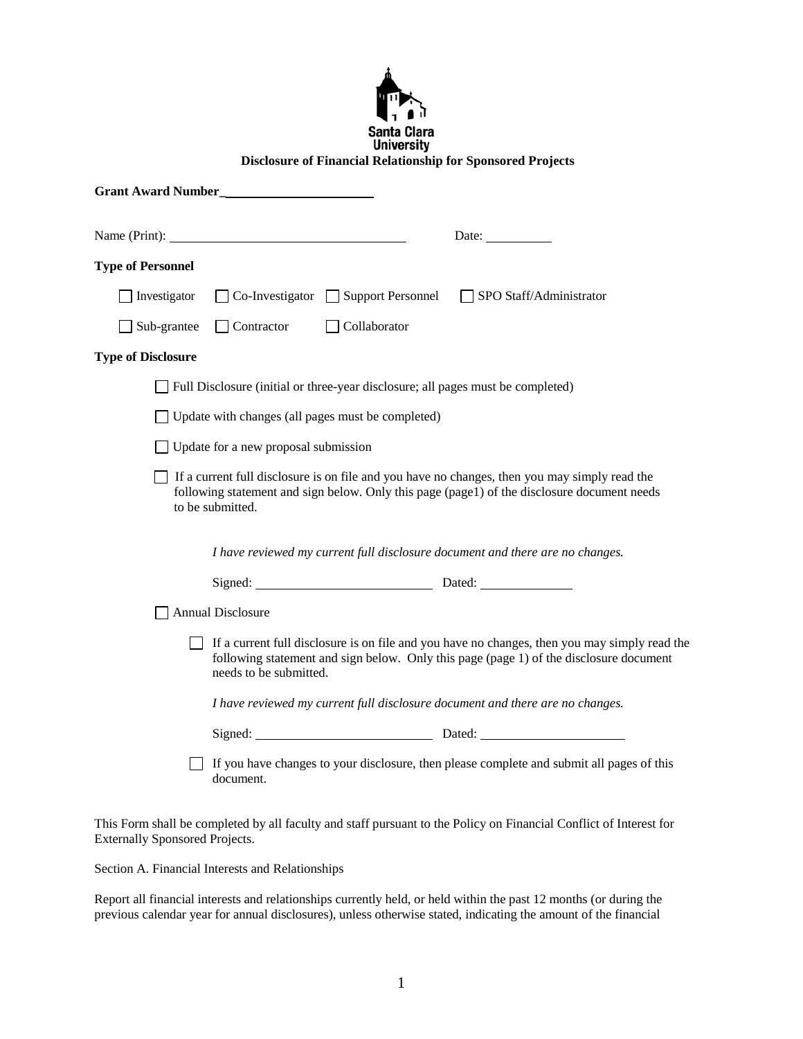Santa Clara University

**Disclosure of Financial Relationship for Sponsored Projects**

**Grant Award Number**\_\_\_\_\_\_\_\_\_\_\_\_\_\_\_\_\_\_\_\_\_\_\_\_

Name (Print): \_\_\_\_\_\_\_\_\_\_\_\_\_\_\_\_\_\_\_\_\_\_\_\_\_\_\_\_\_\_\_\_\_\_\_\_ Date: \_\_\_\_\_\_\_\_\_\_

**Type of Personnel**

☐ Investigator ☐ Co-Investigator ☐ Support Personnel ☐ SPO Staff/Administrator

☐ Sub-grantee ☐ Contractor ☐ Collaborator

**Type of Disclosure**

☐ Full Disclosure (initial or three-year disclosure; all pages must be completed)

☐ Update with changes (all pages must be completed)

☐ Update for a new proposal submission

☐ If a current full disclosure is on file and you have no changes, then you may simply read the following statement and sign below. Only this page (page1) of the disclosure document needs to be submitted.

*I have reviewed my current full disclosure document and there are no changes.*

Signed: \_\_\_\_\_\_\_\_\_\_\_\_\_\_\_\_\_\_\_\_\_\_\_\_\_\_\_\_ Dated: \_\_\_\_\_\_\_\_\_\_\_\_\_\_

☐ Annual Disclosure

☐ If a current full disclosure is on file and you have no changes, then you may simply read the following statement and sign below. Only this page (page 1) of the disclosure document needs to be submitted.

*I have reviewed my current full disclosure document and there are no changes.*

Signed: \_\_\_\_\_\_\_\_\_\_\_\_\_\_\_\_\_\_\_\_\_\_\_\_\_\_\_\_ Dated: \_\_\_\_\_\_\_\_\_\_\_\_\_\_\_\_\_\_\_\_\_\_

☐ If you have changes to your disclosure, then please complete and submit all pages of this document.

This Form shall be completed by all faculty and staff pursuant to the Policy on Financial Conflict of Interest for Externally Sponsored Projects.

Section A. Financial Interests and Relationships

Report all financial interests and relationships currently held, or held within the past 12 months (or during the previous calendar year for annual disclosures), unless otherwise stated, indicating the amount of the financial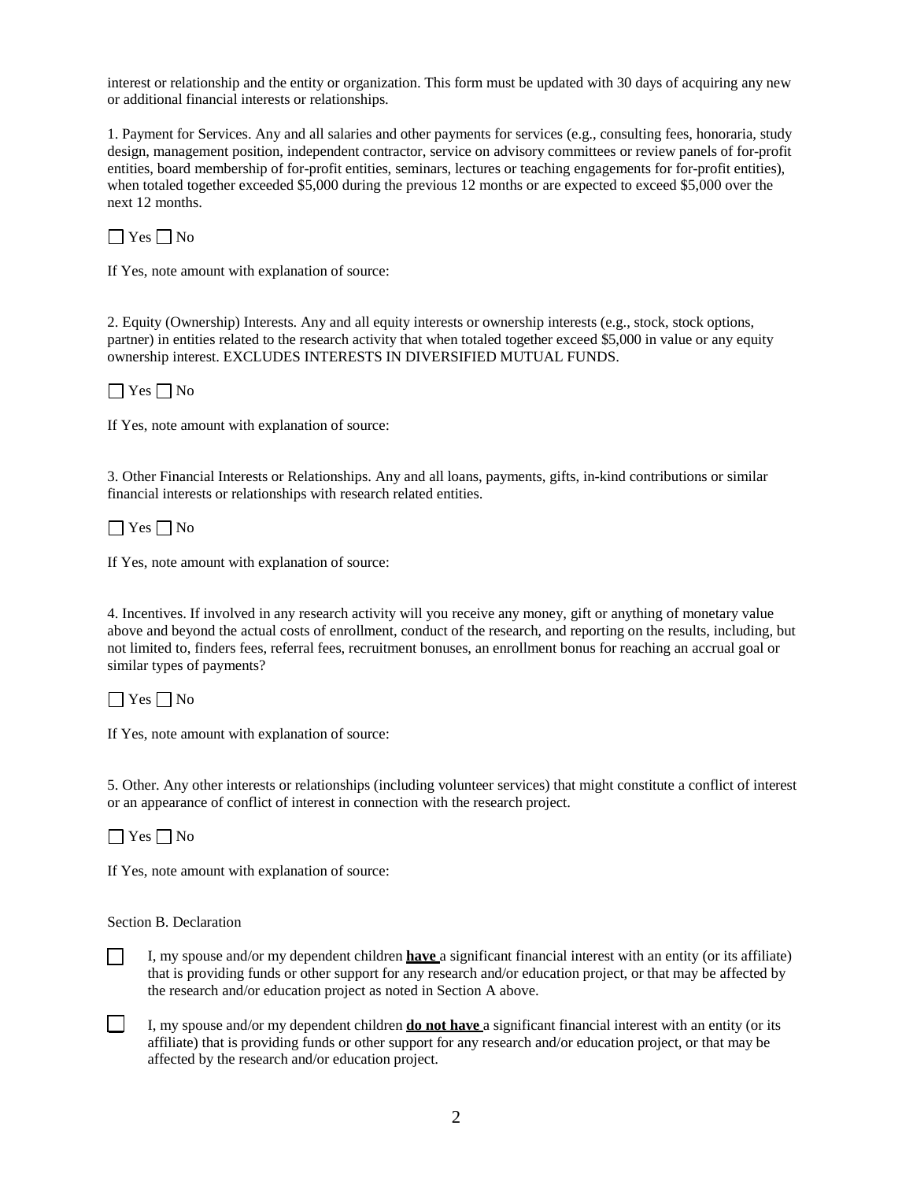interest or relationship and the entity or organization. This form must be updated with 30 days of acquiring any new or additional financial interests or relationships.

1. Payment for Services. Any and all salaries and other payments for services (e.g., consulting fees, honoraria, study design, management position, independent contractor, service on advisory committees or review panels of for-profit entities, board membership of for-profit entities, seminars, lectures or teaching engagements for for-profit entities), when totaled together exceeded $5,000 during the previous 12 months or are expected to exceed $5,000 over the next 12 months.

☐ Yes ☐ No

If Yes, note amount with explanation of source:

2. Equity (Ownership) Interests. Any and all equity interests or ownership interests (e.g., stock, stock options, partner) in entities related to the research activity that when totaled together exceed $5,000 in value or any equity ownership interest. EXCLUDES INTERESTS IN DIVERSIFIED MUTUAL FUNDS.

☐ Yes ☐ No

If Yes, note amount with explanation of source:

3. Other Financial Interests or Relationships. Any and all loans, payments, gifts, in-kind contributions or similar financial interests or relationships with research related entities.

☐ Yes ☐ No

If Yes, note amount with explanation of source:

4. Incentives. If involved in any research activity will you receive any money, gift or anything of monetary value above and beyond the actual costs of enrollment, conduct of the research, and reporting on the results, including, but not limited to, finders fees, referral fees, recruitment bonuses, an enrollment bonus for reaching an accrual goal or similar types of payments?

☐ Yes ☐ No

If Yes, note amount with explanation of source:

5. Other. Any other interests or relationships (including volunteer services) that might constitute a conflict of interest or an appearance of conflict of interest in connection with the research project.

☐ Yes ☐ No

If Yes, note amount with explanation of source:

Section B. Declaration

☐ I, my spouse and/or my dependent children **<u>have</u>** a significant financial interest with an entity (or its affiliate) that is providing funds or other support for any research and/or education project, or that may be affected by the research and/or education project as noted in Section A above.

☐ I, my spouse and/or my dependent children **<u>do not have</u>** a significant financial interest with an entity (or its affiliate) that is providing funds or other support for any research and/or education project, or that may be affected by the research and/or education project.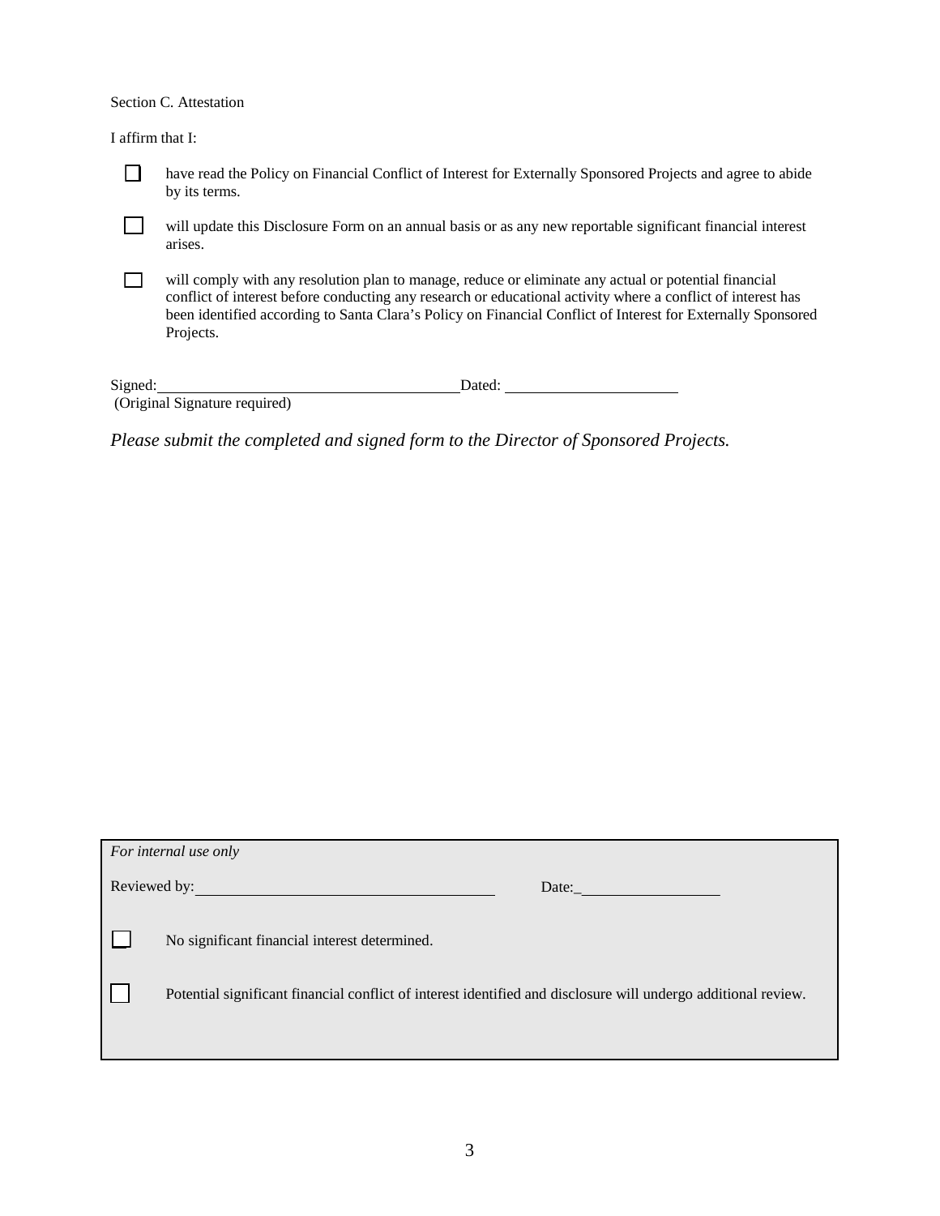Section C. Attestation

I affirm that I:

- ☐ have read the Policy on Financial Conflict of Interest for Externally Sponsored Projects and agree to abide by its terms.
- ☐ will update this Disclosure Form on an annual basis or as any new reportable significant financial interest arises.
- ☐ will comply with any resolution plan to manage, reduce or eliminate any actual or potential financial conflict of interest before conducting any research or educational activity where a conflict of interest has been identified according to Santa Clara's Policy on Financial Conflict of Interest for Externally Sponsored Projects.

Signed:______________________________ Dated: __________________
(Original Signature required)

*Please submit the completed and signed form to the Director of Sponsored Projects.*

*For internal use only*

Reviewed by:______________________________ Date:_________________

☐ No significant financial interest determined.

☐ Potential significant financial conflict of interest identified and disclosure will undergo additional review.